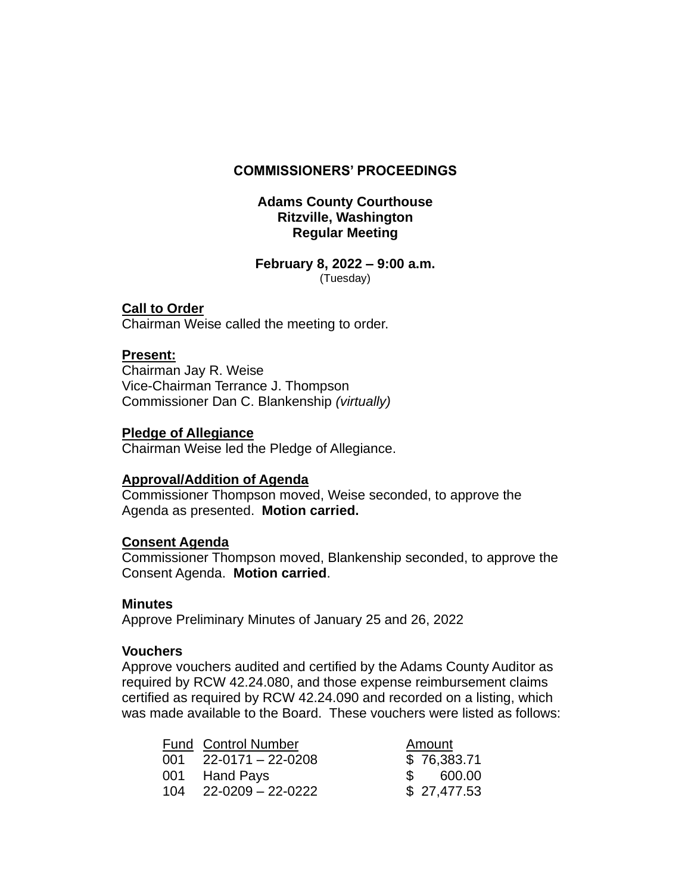# COMMISSIONERS' PROCEEDINGS

## Adams County Courthouse
## Ritzville, Washington
## Regular Meeting

**February 8, 2022 – 9:00 a.m.**
(Tuesday)

**Call to Order**
Chairman Weise called the meeting to order.

**Present:**
Chairman Jay R. Weise
Vice-Chairman Terrance J. Thompson
Commissioner Dan C. Blankenship *(virtually)*

**Pledge of Allegiance**
Chairman Weise led the Pledge of Allegiance.

**Approval/Addition of Agenda**
Commissioner Thompson moved, Weise seconded, to approve the Agenda as presented. **Motion carried.**

**Consent Agenda**
Commissioner Thompson moved, Blankenship seconded, to approve the Consent Agenda. **Motion carried**.

**Minutes**
Approve Preliminary Minutes of January 25 and 26, 2022

**Vouchers**
Approve vouchers audited and certified by the Adams County Auditor as required by RCW 42.24.080, and those expense reimbursement claims certified as required by RCW 42.24.090 and recorded on a listing, which was made available to the Board. These vouchers were listed as follows:

| Fund | Control Number | Amount |
|---|---|---|
| 001 | 22-0171 – 22-0208 | $ 76,383.71 |
| 001 | Hand Pays | $ 600.00 |
| 104 | 22-0209 – 22-0222 | $ 27,477.53 |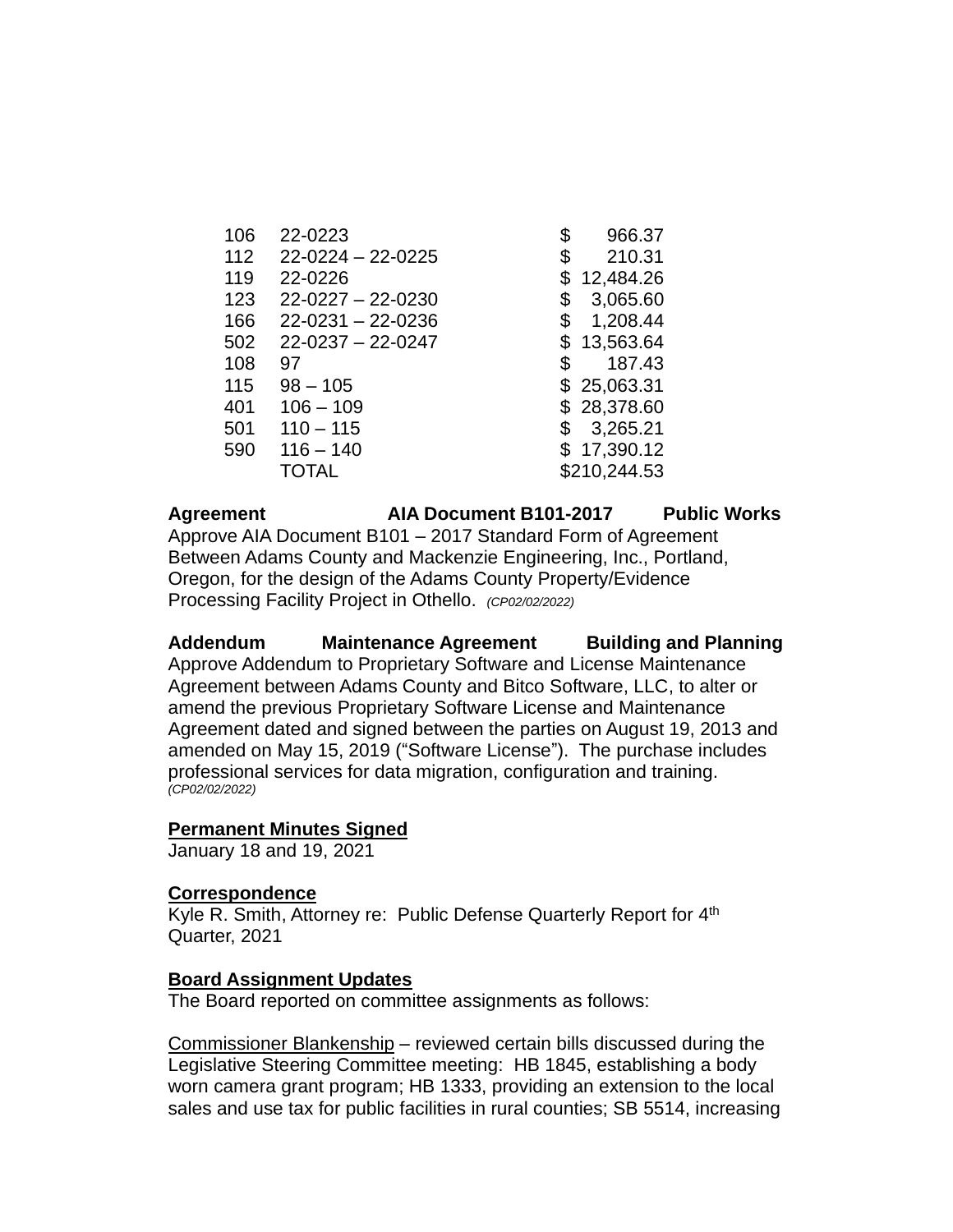| | | |
|---|---|---|
| 106 | 22-0223 | $ 966.37 |
| 112 | 22-0224 – 22-0225 | $ 210.31 |
| 119 | 22-0226 | $ 12,484.26 |
| 123 | 22-0227 – 22-0230 | $ 3,065.60 |
| 166 | 22-0231 – 22-0236 | $ 1,208.44 |
| 502 | 22-0237 – 22-0247 | $ 13,563.64 |
| 108 | 97 | $ 187.43 |
| 115 | 98 – 105 | $ 25,063.31 |
| 401 | 106 – 109 | $ 28,378.60 |
| 501 | 110 – 115 | $ 3,265.21 |
| 590 | 116 – 140 | $ 17,390.12 |
| | TOTAL | $210,244.53 |

**Agreement AIA Document B101-2017 Public Works**
Approve AIA Document B101 – 2017 Standard Form of Agreement Between Adams County and Mackenzie Engineering, Inc., Portland, Oregon, for the design of the Adams County Property/Evidence Processing Facility Project in Othello. *(CP02/02/2022)*

**Addendum Maintenance Agreement Building and Planning**
Approve Addendum to Proprietary Software and License Maintenance Agreement between Adams County and Bitco Software, LLC, to alter or amend the previous Proprietary Software License and Maintenance Agreement dated and signed between the parties on August 19, 2013 and amended on May 15, 2019 ("Software License"). The purchase includes professional services for data migration, configuration and training. *(CP02/02/2022)*

**Permanent Minutes Signed**
January 18 and 19, 2021

**Correspondence**
Kyle R. Smith, Attorney re: Public Defense Quarterly Report for 4th Quarter, 2021

**Board Assignment Updates**
The Board reported on committee assignments as follows:

Commissioner Blankenship – reviewed certain bills discussed during the Legislative Steering Committee meeting: HB 1845, establishing a body worn camera grant program; HB 1333, providing an extension to the local sales and use tax for public facilities in rural counties; SB 5514, increasing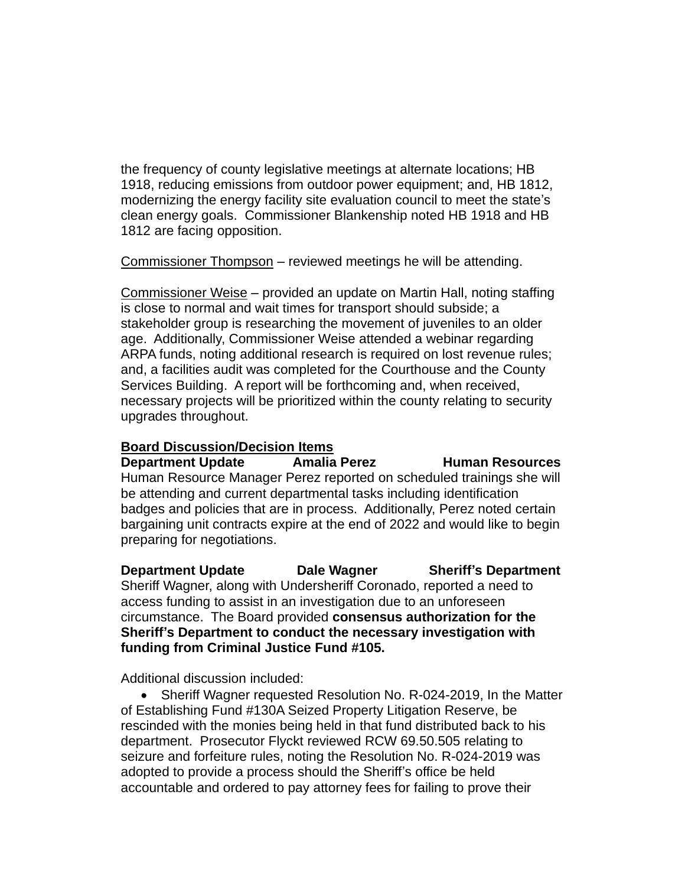the frequency of county legislative meetings at alternate locations; HB 1918, reducing emissions from outdoor power equipment; and, HB 1812, modernizing the energy facility site evaluation council to meet the state's clean energy goals. Commissioner Blankenship noted HB 1918 and HB 1812 are facing opposition.

<u>Commissioner Thompson</u> – reviewed meetings he will be attending.

<u>Commissioner Weise</u> – provided an update on Martin Hall, noting staffing is close to normal and wait times for transport should subside; a stakeholder group is researching the movement of juveniles to an older age. Additionally, Commissioner Weise attended a webinar regarding ARPA funds, noting additional research is required on lost revenue rules; and, a facilities audit was completed for the Courthouse and the County Services Building. A report will be forthcoming and, when received, necessary projects will be prioritized within the county relating to security upgrades throughout.

**<u>Board Discussion/Decision Items</u>**

**Department Update Amalia Perez Human Resources**

Human Resource Manager Perez reported on scheduled trainings she will be attending and current departmental tasks including identification badges and policies that are in process. Additionally, Perez noted certain bargaining unit contracts expire at the end of 2022 and would like to begin preparing for negotiations.

**Department Update Dale Wagner Sheriff's Department**

Sheriff Wagner, along with Undersheriff Coronado, reported a need to access funding to assist in an investigation due to an unforeseen circumstance. The Board provided **consensus authorization for the Sheriff's Department to conduct the necessary investigation with funding from Criminal Justice Fund #105.**

Additional discussion included:

- Sheriff Wagner requested Resolution No. R-024-2019, In the Matter of Establishing Fund #130A Seized Property Litigation Reserve, be rescinded with the monies being held in that fund distributed back to his department. Prosecutor Flyckt reviewed RCW 69.50.505 relating to seizure and forfeiture rules, noting the Resolution No. R-024-2019 was adopted to provide a process should the Sheriff's office be held accountable and ordered to pay attorney fees for failing to prove their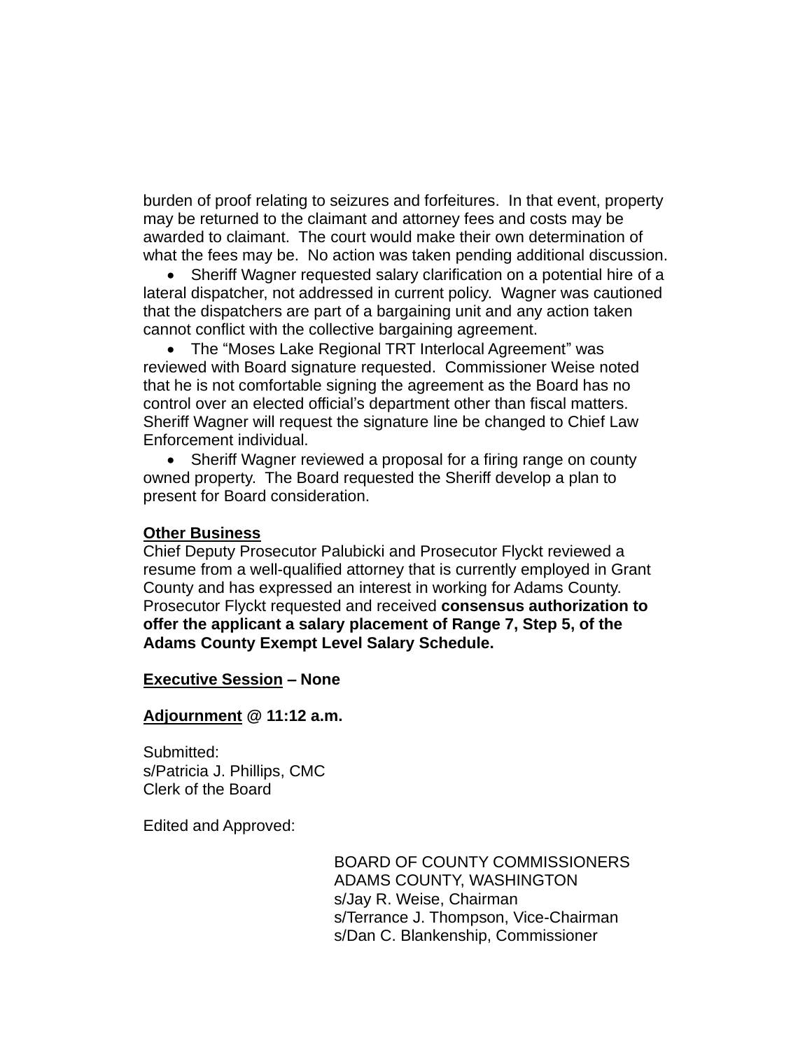burden of proof relating to seizures and forfeitures. In that event, property may be returned to the claimant and attorney fees and costs may be awarded to claimant. The court would make their own determination of what the fees may be. No action was taken pending additional discussion.

- Sheriff Wagner requested salary clarification on a potential hire of a lateral dispatcher, not addressed in current policy. Wagner was cautioned that the dispatchers are part of a bargaining unit and any action taken cannot conflict with the collective bargaining agreement.
- The "Moses Lake Regional TRT Interlocal Agreement" was reviewed with Board signature requested. Commissioner Weise noted that he is not comfortable signing the agreement as the Board has no control over an elected official's department other than fiscal matters. Sheriff Wagner will request the signature line be changed to Chief Law Enforcement individual.
- Sheriff Wagner reviewed a proposal for a firing range on county owned property. The Board requested the Sheriff develop a plan to present for Board consideration.

**Other Business**
Chief Deputy Prosecutor Palubicki and Prosecutor Flyckt reviewed a resume from a well-qualified attorney that is currently employed in Grant County and has expressed an interest in working for Adams County. Prosecutor Flyckt requested and received **consensus authorization to offer the applicant a salary placement of Range 7, Step 5, of the Adams County Exempt Level Salary Schedule.**

**Executive Session – None**

**Adjournment @ 11:12 a.m.**

Submitted:
s/Patricia J. Phillips, CMC
Clerk of the Board

Edited and Approved:

BOARD OF COUNTY COMMISSIONERS
ADAMS COUNTY, WASHINGTON
s/Jay R. Weise, Chairman
s/Terrance J. Thompson, Vice-Chairman
s/Dan C. Blankenship, Commissioner